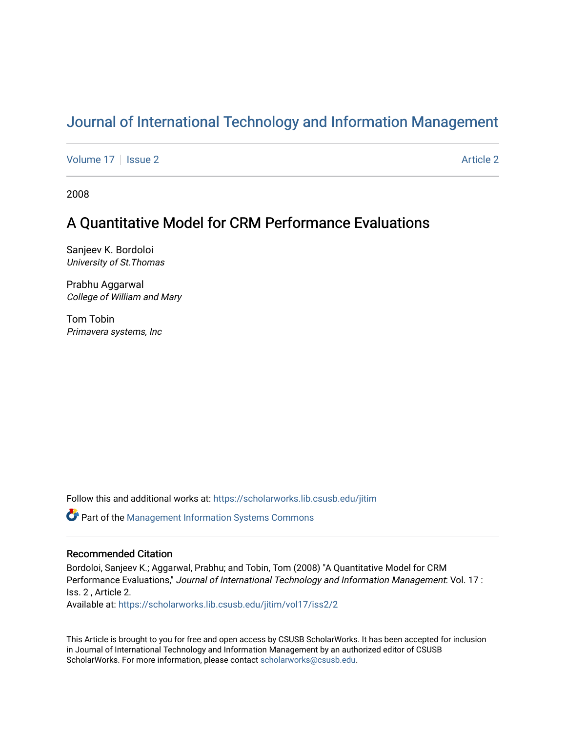# Journal of International Technology and Information Management

Volume 17 | Issue 2 | Article 2

2008

## A Quantitative Model for CRM Performance Evaluations

Sanjeev K. Bordoloi
*University of St.Thomas*

Prabhu Aggarwal
*College of William and Mary*

Tom Tobin
*Primavera systems, Inc*

Follow this and additional works at: https://scholarworks.lib.csusb.edu/jitim

Part of the Management Information Systems Commons

### Recommended Citation

Bordoloi, Sanjeev K.; Aggarwal, Prabhu; and Tobin, Tom (2008) "A Quantitative Model for CRM Performance Evaluations," *Journal of International Technology and Information Management*: Vol. 17 : Iss. 2 , Article 2.
Available at: https://scholarworks.lib.csusb.edu/jitim/vol17/iss2/2

This Article is brought to you for free and open access by CSUSB ScholarWorks. It has been accepted for inclusion in Journal of International Technology and Information Management by an authorized editor of CSUSB ScholarWorks. For more information, please contact scholarworks@csusb.edu.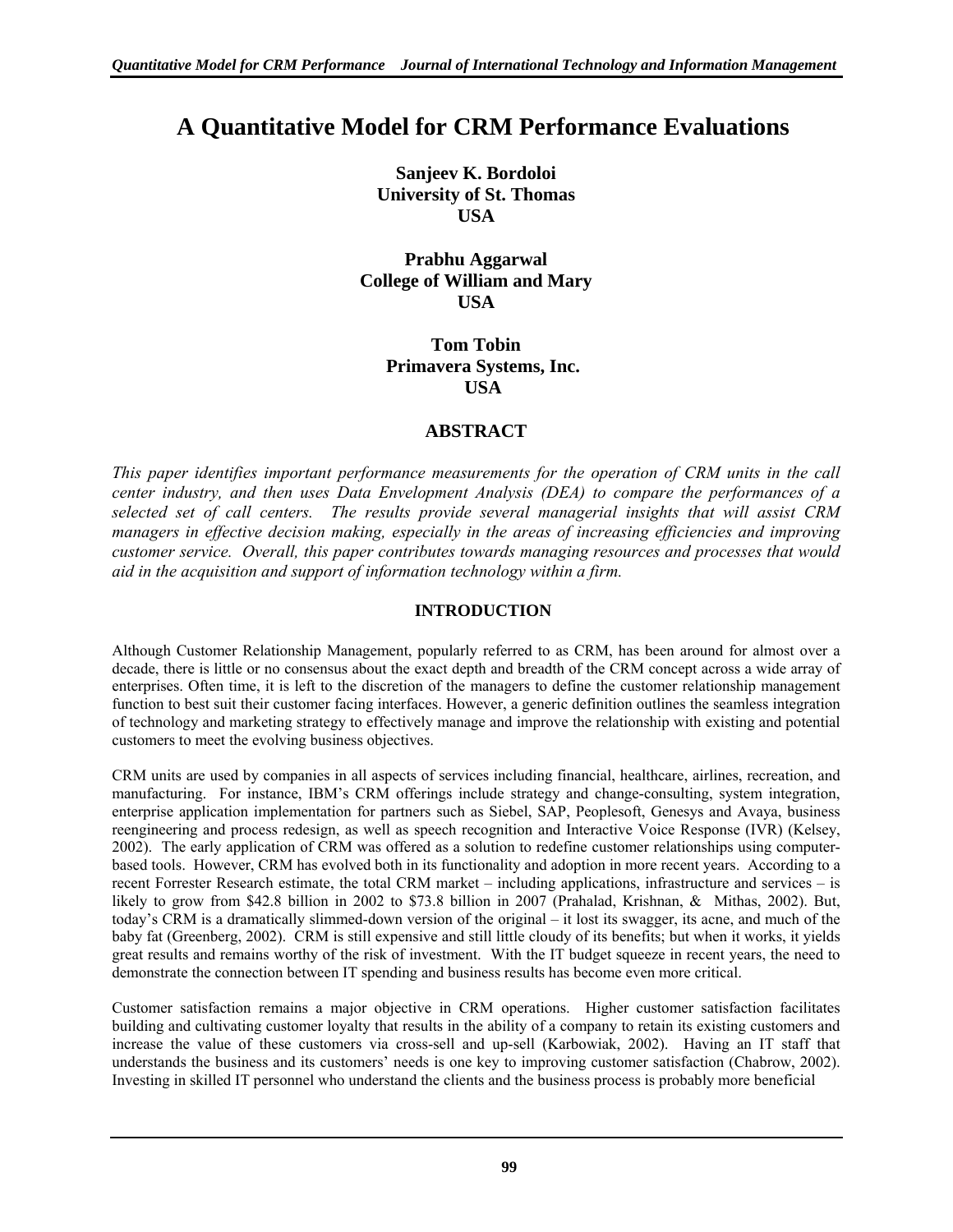# A Quantitative Model for CRM Performance Evaluations

**Sanjeev K. Bordoloi**
**University of St. Thomas**
**USA**

**Prabhu Aggarwal**
**College of William and Mary**
**USA**

**Tom Tobin**
**Primavera Systems, Inc.**
**USA**

## ABSTRACT

*This paper identifies important performance measurements for the operation of CRM units in the call center industry, and then uses Data Envelopment Analysis (DEA) to compare the performances of a selected set of call centers. The results provide several managerial insights that will assist CRM managers in effective decision making, especially in the areas of increasing efficiencies and improving customer service. Overall, this paper contributes towards managing resources and processes that would aid in the acquisition and support of information technology within a firm.*

## INTRODUCTION

Although Customer Relationship Management, popularly referred to as CRM, has been around for almost over a decade, there is little or no consensus about the exact depth and breadth of the CRM concept across a wide array of enterprises. Often time, it is left to the discretion of the managers to define the customer relationship management function to best suit their customer facing interfaces. However, a generic definition outlines the seamless integration of technology and marketing strategy to effectively manage and improve the relationship with existing and potential customers to meet the evolving business objectives.

CRM units are used by companies in all aspects of services including financial, healthcare, airlines, recreation, and manufacturing. For instance, IBM's CRM offerings include strategy and change-consulting, system integration, enterprise application implementation for partners such as Siebel, SAP, Peoplesoft, Genesys and Avaya, business reengineering and process redesign, as well as speech recognition and Interactive Voice Response (IVR) (Kelsey, 2002). The early application of CRM was offered as a solution to redefine customer relationships using computer-based tools. However, CRM has evolved both in its functionality and adoption in more recent years. According to a recent Forrester Research estimate, the total CRM market – including applications, infrastructure and services – is likely to grow from $42.8 billion in 2002 to $73.8 billion in 2007 (Prahalad, Krishnan, & Mithas, 2002). But, today's CRM is a dramatically slimmed-down version of the original – it lost its swagger, its acne, and much of the baby fat (Greenberg, 2002). CRM is still expensive and still little cloudy of its benefits; but when it works, it yields great results and remains worthy of the risk of investment. With the IT budget squeeze in recent years, the need to demonstrate the connection between IT spending and business results has become even more critical.

Customer satisfaction remains a major objective in CRM operations. Higher customer satisfaction facilitates building and cultivating customer loyalty that results in the ability of a company to retain its existing customers and increase the value of these customers via cross-sell and up-sell (Karbowiak, 2002). Having an IT staff that understands the business and its customers' needs is one key to improving customer satisfaction (Chabrow, 2002). Investing in skilled IT personnel who understand the clients and the business process is probably more beneficial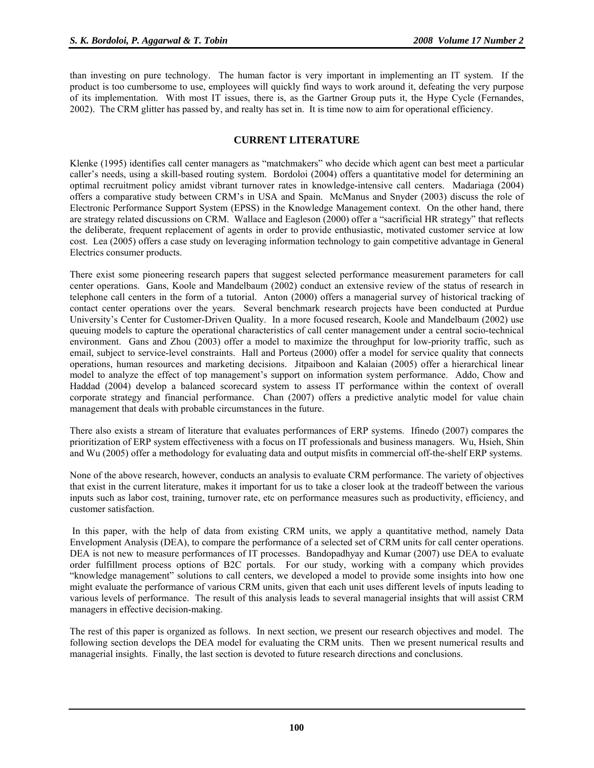than investing on pure technology. The human factor is very important in implementing an IT system. If the product is too cumbersome to use, employees will quickly find ways to work around it, defeating the very purpose of its implementation. With most IT issues, there is, as the Gartner Group puts it, the Hype Cycle (Fernandes, 2002). The CRM glitter has passed by, and realty has set in. It is time now to aim for operational efficiency.

## CURRENT LITERATURE

Klenke (1995) identifies call center managers as "matchmakers" who decide which agent can best meet a particular caller's needs, using a skill-based routing system. Bordoloi (2004) offers a quantitative model for determining an optimal recruitment policy amidst vibrant turnover rates in knowledge-intensive call centers. Madariaga (2004) offers a comparative study between CRM's in USA and Spain. McManus and Snyder (2003) discuss the role of Electronic Performance Support System (EPSS) in the Knowledge Management context. On the other hand, there are strategy related discussions on CRM. Wallace and Eagleson (2000) offer a "sacrificial HR strategy" that reflects the deliberate, frequent replacement of agents in order to provide enthusiastic, motivated customer service at low cost. Lea (2005) offers a case study on leveraging information technology to gain competitive advantage in General Electrics consumer products.

There exist some pioneering research papers that suggest selected performance measurement parameters for call center operations. Gans, Koole and Mandelbaum (2002) conduct an extensive review of the status of research in telephone call centers in the form of a tutorial. Anton (2000) offers a managerial survey of historical tracking of contact center operations over the years. Several benchmark research projects have been conducted at Purdue University's Center for Customer-Driven Quality. In a more focused research, Koole and Mandelbaum (2002) use queuing models to capture the operational characteristics of call center management under a central socio-technical environment. Gans and Zhou (2003) offer a model to maximize the throughput for low-priority traffic, such as email, subject to service-level constraints. Hall and Porteus (2000) offer a model for service quality that connects operations, human resources and marketing decisions. Jitpaiboon and Kalaian (2005) offer a hierarchical linear model to analyze the effect of top management's support on information system performance. Addo, Chow and Haddad (2004) develop a balanced scorecard system to assess IT performance within the context of overall corporate strategy and financial performance. Chan (2007) offers a predictive analytic model for value chain management that deals with probable circumstances in the future.

There also exists a stream of literature that evaluates performances of ERP systems. Ifinedo (2007) compares the prioritization of ERP system effectiveness with a focus on IT professionals and business managers. Wu, Hsieh, Shin and Wu (2005) offer a methodology for evaluating data and output misfits in commercial off-the-shelf ERP systems.

None of the above research, however, conducts an analysis to evaluate CRM performance. The variety of objectives that exist in the current literature, makes it important for us to take a closer look at the tradeoff between the various inputs such as labor cost, training, turnover rate, etc on performance measures such as productivity, efficiency, and customer satisfaction.

In this paper, with the help of data from existing CRM units, we apply a quantitative method, namely Data Envelopment Analysis (DEA), to compare the performance of a selected set of CRM units for call center operations. DEA is not new to measure performances of IT processes. Bandopadhyay and Kumar (2007) use DEA to evaluate order fulfillment process options of B2C portals. For our study, working with a company which provides "knowledge management" solutions to call centers, we developed a model to provide some insights into how one might evaluate the performance of various CRM units, given that each unit uses different levels of inputs leading to various levels of performance. The result of this analysis leads to several managerial insights that will assist CRM managers in effective decision-making.

The rest of this paper is organized as follows. In next section, we present our research objectives and model. The following section develops the DEA model for evaluating the CRM units. Then we present numerical results and managerial insights. Finally, the last section is devoted to future research directions and conclusions.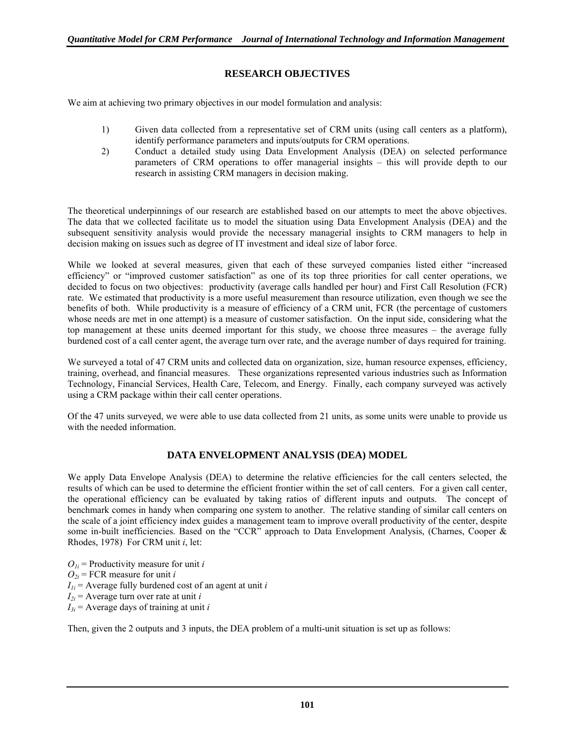## RESEARCH OBJECTIVES

We aim at achieving two primary objectives in our model formulation and analysis:

1) Given data collected from a representative set of CRM units (using call centers as a platform), identify performance parameters and inputs/outputs for CRM operations.
2) Conduct a detailed study using Data Envelopment Analysis (DEA) on selected performance parameters of CRM operations to offer managerial insights – this will provide depth to our research in assisting CRM managers in decision making.

The theoretical underpinnings of our research are established based on our attempts to meet the above objectives. The data that we collected facilitate us to model the situation using Data Envelopment Analysis (DEA) and the subsequent sensitivity analysis would provide the necessary managerial insights to CRM managers to help in decision making on issues such as degree of IT investment and ideal size of labor force.

While we looked at several measures, given that each of these surveyed companies listed either "increased efficiency" or "improved customer satisfaction" as one of its top three priorities for call center operations, we decided to focus on two objectives: productivity (average calls handled per hour) and First Call Resolution (FCR) rate. We estimated that productivity is a more useful measurement than resource utilization, even though we see the benefits of both. While productivity is a measure of efficiency of a CRM unit, FCR (the percentage of customers whose needs are met in one attempt) is a measure of customer satisfaction. On the input side, considering what the top management at these units deemed important for this study, we choose three measures – the average fully burdened cost of a call center agent, the average turn over rate, and the average number of days required for training.

We surveyed a total of 47 CRM units and collected data on organization, size, human resource expenses, efficiency, training, overhead, and financial measures. These organizations represented various industries such as Information Technology, Financial Services, Health Care, Telecom, and Energy. Finally, each company surveyed was actively using a CRM package within their call center operations.

Of the 47 units surveyed, we were able to use data collected from 21 units, as some units were unable to provide us with the needed information.

## DATA ENVELOPMENT ANALYSIS (DEA) MODEL

We apply Data Envelope Analysis (DEA) to determine the relative efficiencies for the call centers selected, the results of which can be used to determine the efficient frontier within the set of call centers. For a given call center, the operational efficiency can be evaluated by taking ratios of different inputs and outputs. The concept of benchmark comes in handy when comparing one system to another. The relative standing of similar call centers on the scale of a joint efficiency index guides a management team to improve overall productivity of the center, despite some in-built inefficiencies. Based on the "CCR" approach to Data Envelopment Analysis, (Charnes, Cooper & Rhodes, 1978) For CRM unit *i*, let:

$O_{1i}$ = Productivity measure for unit $i$
$O_{2i}$ = FCR measure for unit $i$
$I_{1i}$ = Average fully burdened cost of an agent at unit $i$
$I_{2i}$ = Average turn over rate at unit $i$
$I_{3i}$ = Average days of training at unit $i$

Then, given the 2 outputs and 3 inputs, the DEA problem of a multi-unit situation is set up as follows: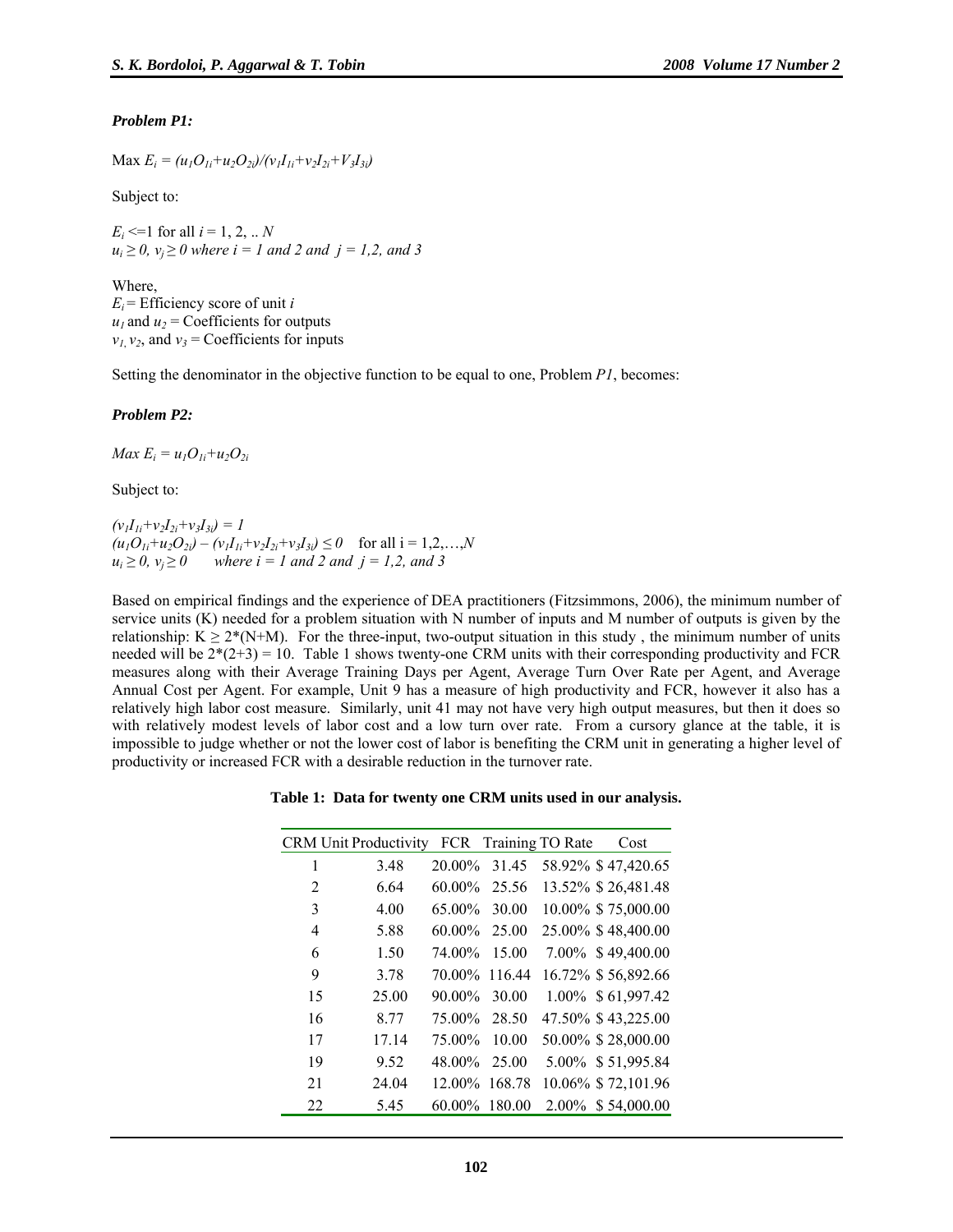***Problem P1:***

Max $E_i = (u_1O_{1i}+u_2O_{2i})/(v_1I_{1i}+v_2I_{2i}+V_3I_{3i})$

Subject to:

$E_i <=1$ for all $i = 1, 2, .. N$
$u_i \geq 0, v_j \geq 0$ *where* $i = 1$ *and* $2$ *and* $j = 1,2,$ *and* $3$

Where,
$E_i$ = Efficiency score of unit $i$
$u_1$ and $u_2$ = Coefficients for outputs
$v_1, v_2$, and $v_3$ = Coefficients for inputs

Setting the denominator in the objective function to be equal to one, Problem *P1*, becomes:

***Problem P2:***

$Max\ E_i = u_1O_{1i}+u_2O_{2i}$

Subject to:

$(v_1I_{1i}+v_2I_{2i}+v_3I_{3i}) = 1$
$(u_1O_{1i}+u_2O_{2i}) - (v_1I_{1i}+v_2I_{2i}+v_3I_{3i}) \leq 0$ for all $i = 1,2,\ldots,N$
$u_i \geq 0, v_j \geq 0$ *where* $i = 1$ *and* $2$ *and* $j = 1,2,$ *and* $3$

Based on empirical findings and the experience of DEA practitioners (Fitzsimmons, 2006), the minimum number of service units (K) needed for a problem situation with N number of inputs and M number of outputs is given by the relationship: $K \geq 2*(N+M)$. For the three-input, two-output situation in this study , the minimum number of units needed will be $2*(2+3) = 10$. Table 1 shows twenty-one CRM units with their corresponding productivity and FCR measures along with their Average Training Days per Agent, Average Turn Over Rate per Agent, and Average Annual Cost per Agent. For example, Unit 9 has a measure of high productivity and FCR, however it also has a relatively high labor cost measure. Similarly, unit 41 may not have very high output measures, but then it does so with relatively modest levels of labor cost and a low turn over rate. From a cursory glance at the table, it is impossible to judge whether or not the lower cost of labor is benefiting the CRM unit in generating a higher level of productivity or increased FCR with a desirable reduction in the turnover rate.

**Table 1: Data for twenty one CRM units used in our analysis.**

| CRM Unit | Productivity | FCR | Training | TO Rate | Cost |
|---|---|---|---|---|---|
| 1 | 3.48 | 20.00% | 31.45 | 58.92% | $ 47,420.65 |
| 2 | 6.64 | 60.00% | 25.56 | 13.52% | $ 26,481.48 |
| 3 | 4.00 | 65.00% | 30.00 | 10.00% | $ 75,000.00 |
| 4 | 5.88 | 60.00% | 25.00 | 25.00% | $ 48,400.00 |
| 6 | 1.50 | 74.00% | 15.00 | 7.00% | $ 49,400.00 |
| 9 | 3.78 | 70.00% | 116.44 | 16.72% | $ 56,892.66 |
| 15 | 25.00 | 90.00% | 30.00 | 1.00% | $ 61,997.42 |
| 16 | 8.77 | 75.00% | 28.50 | 47.50% | $ 43,225.00 |
| 17 | 17.14 | 75.00% | 10.00 | 50.00% | $ 28,000.00 |
| 19 | 9.52 | 48.00% | 25.00 | 5.00% | $ 51,995.84 |
| 21 | 24.04 | 12.00% | 168.78 | 10.06% | $ 72,101.96 |
| 22 | 5.45 | 60.00% | 180.00 | 2.00% | $ 54,000.00 |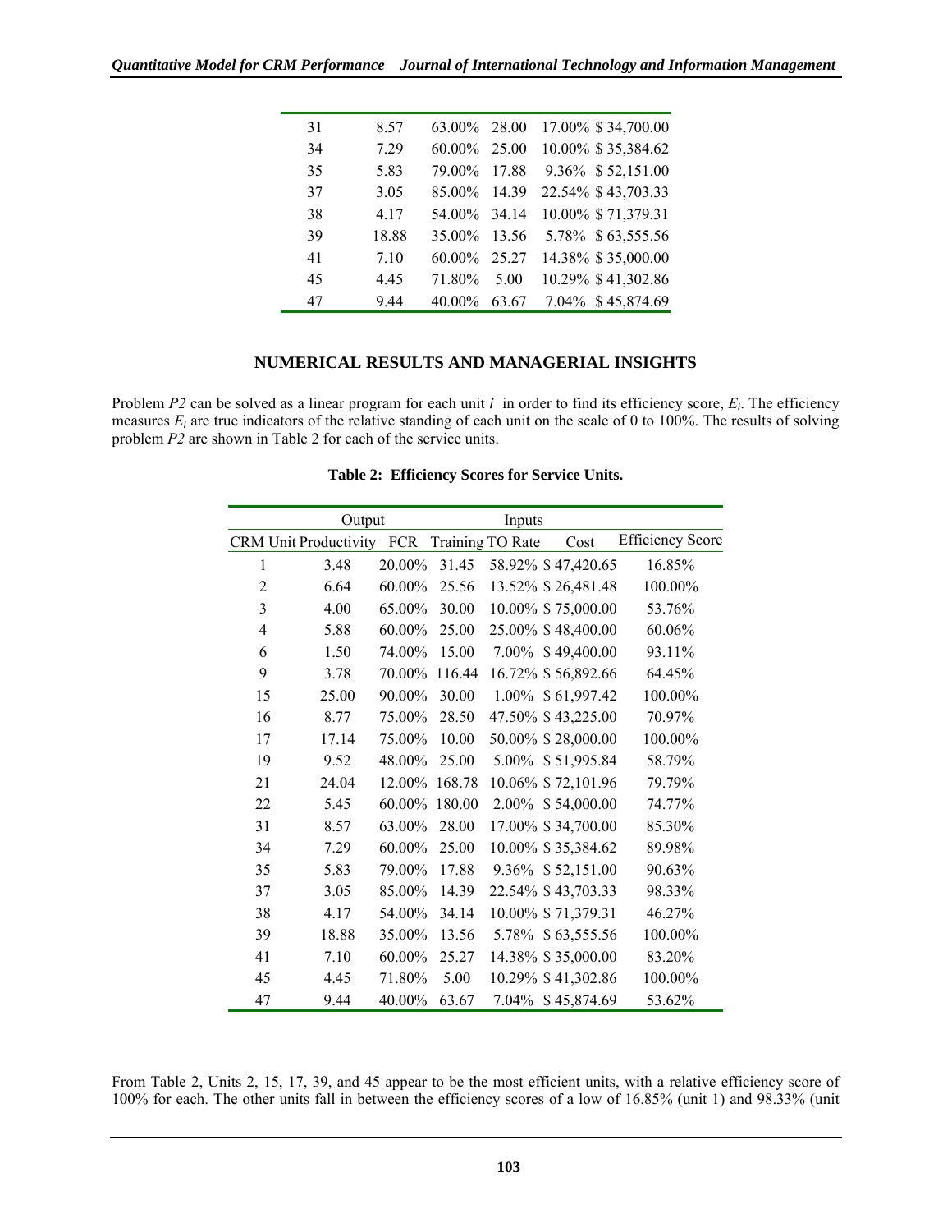| | | | | | |
|---|---|---|---|---|---|
| 31 | 8.57 | 63.00% | 28.00 | 17.00% | $ 34,700.00 |
| 34 | 7.29 | 60.00% | 25.00 | 10.00% | $ 35,384.62 |
| 35 | 5.83 | 79.00% | 17.88 | 9.36% | $ 52,151.00 |
| 37 | 3.05 | 85.00% | 14.39 | 22.54% | $ 43,703.33 |
| 38 | 4.17 | 54.00% | 34.14 | 10.00% | $ 71,379.31 |
| 39 | 18.88 | 35.00% | 13.56 | 5.78% | $ 63,555.56 |
| 41 | 7.10 | 60.00% | 25.27 | 14.38% | $ 35,000.00 |
| 45 | 4.45 | 71.80% | 5.00 | 10.29% | $ 41,302.86 |
| 47 | 9.44 | 40.00% | 63.67 | 7.04% | $ 45,874.69 |

## NUMERICAL RESULTS AND MANAGERIAL INSIGHTS

Problem *P2* can be solved as a linear program for each unit $i$ in order to find its efficiency score, $E_i$. The efficiency measures $E_i$ are true indicators of the relative standing of each unit on the scale of 0 to 100%. The results of solving problem *P2* are shown in Table 2 for each of the service units.

**Table 2: Efficiency Scores for Service Units.**

| | Output | Inputs | | | | |
|---|---|---|---|---|---|---|
| CRM Unit | Productivity | FCR | Training | TO Rate | Cost | Efficiency Score |
| 1 | 3.48 | 20.00% | 31.45 | 58.92% | $ 47,420.65 | 16.85% |
| 2 | 6.64 | 60.00% | 25.56 | 13.52% | $ 26,481.48 | 100.00% |
| 3 | 4.00 | 65.00% | 30.00 | 10.00% | $ 75,000.00 | 53.76% |
| 4 | 5.88 | 60.00% | 25.00 | 25.00% | $ 48,400.00 | 60.06% |
| 6 | 1.50 | 74.00% | 15.00 | 7.00% | $ 49,400.00 | 93.11% |
| 9 | 3.78 | 70.00% | 116.44 | 16.72% | $ 56,892.66 | 64.45% |
| 15 | 25.00 | 90.00% | 30.00 | 1.00% | $ 61,997.42 | 100.00% |
| 16 | 8.77 | 75.00% | 28.50 | 47.50% | $ 43,225.00 | 70.97% |
| 17 | 17.14 | 75.00% | 10.00 | 50.00% | $ 28,000.00 | 100.00% |
| 19 | 9.52 | 48.00% | 25.00 | 5.00% | $ 51,995.84 | 58.79% |
| 21 | 24.04 | 12.00% | 168.78 | 10.06% | $ 72,101.96 | 79.79% |
| 22 | 5.45 | 60.00% | 180.00 | 2.00% | $ 54,000.00 | 74.77% |
| 31 | 8.57 | 63.00% | 28.00 | 17.00% | $ 34,700.00 | 85.30% |
| 34 | 7.29 | 60.00% | 25.00 | 10.00% | $ 35,384.62 | 89.98% |
| 35 | 5.83 | 79.00% | 17.88 | 9.36% | $ 52,151.00 | 90.63% |
| 37 | 3.05 | 85.00% | 14.39 | 22.54% | $ 43,703.33 | 98.33% |
| 38 | 4.17 | 54.00% | 34.14 | 10.00% | $ 71,379.31 | 46.27% |
| 39 | 18.88 | 35.00% | 13.56 | 5.78% | $ 63,555.56 | 100.00% |
| 41 | 7.10 | 60.00% | 25.27 | 14.38% | $ 35,000.00 | 83.20% |
| 45 | 4.45 | 71.80% | 5.00 | 10.29% | $ 41,302.86 | 100.00% |
| 47 | 9.44 | 40.00% | 63.67 | 7.04% | $ 45,874.69 | 53.62% |

From Table 2, Units 2, 15, 17, 39, and 45 appear to be the most efficient units, with a relative efficiency score of 100% for each. The other units fall in between the efficiency scores of a low of 16.85% (unit 1) and 98.33% (unit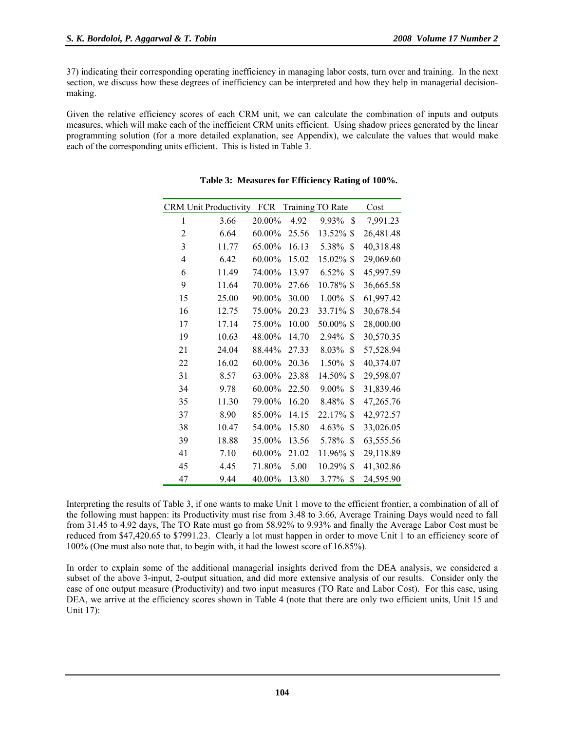37) indicating their corresponding operating inefficiency in managing labor costs, turn over and training. In the next section, we discuss how these degrees of inefficiency can be interpreted and how they help in managerial decision-making.

Given the relative efficiency scores of each CRM unit, we can calculate the combination of inputs and outputs measures, which will make each of the inefficient CRM units efficient. Using shadow prices generated by the linear programming solution (for a more detailed explanation, see Appendix), we calculate the values that would make each of the corresponding units efficient. This is listed in Table 3.

**Table 3: Measures for Efficiency Rating of 100%.**

| CRM Unit | Productivity | FCR | Training | TO Rate | Cost |
|---|---|---|---|---|---|
| 1 | 3.66 | 20.00% | 4.92 | 9.93% | $ 7,991.23 |
| 2 | 6.64 | 60.00% | 25.56 | 13.52% | $ 26,481.48 |
| 3 | 11.77 | 65.00% | 16.13 | 5.38% | $ 40,318.48 |
| 4 | 6.42 | 60.00% | 15.02 | 15.02% | $ 29,069.60 |
| 6 | 11.49 | 74.00% | 13.97 | 6.52% | $ 45,997.59 |
| 9 | 11.64 | 70.00% | 27.66 | 10.78% | $ 36,665.58 |
| 15 | 25.00 | 90.00% | 30.00 | 1.00% | $ 61,997.42 |
| 16 | 12.75 | 75.00% | 20.23 | 33.71% | $ 30,678.54 |
| 17 | 17.14 | 75.00% | 10.00 | 50.00% | $ 28,000.00 |
| 19 | 10.63 | 48.00% | 14.70 | 2.94% | $ 30,570.35 |
| 21 | 24.04 | 88.44% | 27.33 | 8.03% | $ 57,528.94 |
| 22 | 16.02 | 60.00% | 20.36 | 1.50% | $ 40,374.07 |
| 31 | 8.57 | 63.00% | 23.88 | 14.50% | $ 29,598.07 |
| 34 | 9.78 | 60.00% | 22.50 | 9.00% | $ 31,839.46 |
| 35 | 11.30 | 79.00% | 16.20 | 8.48% | $ 47,265.76 |
| 37 | 8.90 | 85.00% | 14.15 | 22.17% | $ 42,972.57 |
| 38 | 10.47 | 54.00% | 15.80 | 4.63% | $ 33,026.05 |
| 39 | 18.88 | 35.00% | 13.56 | 5.78% | $ 63,555.56 |
| 41 | 7.10 | 60.00% | 21.02 | 11.96% | $ 29,118.89 |
| 45 | 4.45 | 71.80% | 5.00 | 10.29% | $ 41,302.86 |
| 47 | 9.44 | 40.00% | 13.80 | 3.77% | $ 24,595.90 |

Interpreting the results of Table 3, if one wants to make Unit 1 move to the efficient frontier, a combination of all of the following must happen: its Productivity must rise from 3.48 to 3.66, Average Training Days would need to fall from 31.45 to 4.92 days, The TO Rate must go from 58.92% to 9.93% and finally the Average Labor Cost must be reduced from $47,420.65 to $7991.23. Clearly a lot must happen in order to move Unit 1 to an efficiency score of 100% (One must also note that, to begin with, it had the lowest score of 16.85%).

In order to explain some of the additional managerial insights derived from the DEA analysis, we considered a subset of the above 3-input, 2-output situation, and did more extensive analysis of our results. Consider only the case of one output measure (Productivity) and two input measures (TO Rate and Labor Cost). For this case, using DEA, we arrive at the efficiency scores shown in Table 4 (note that there are only two efficient units, Unit 15 and Unit 17):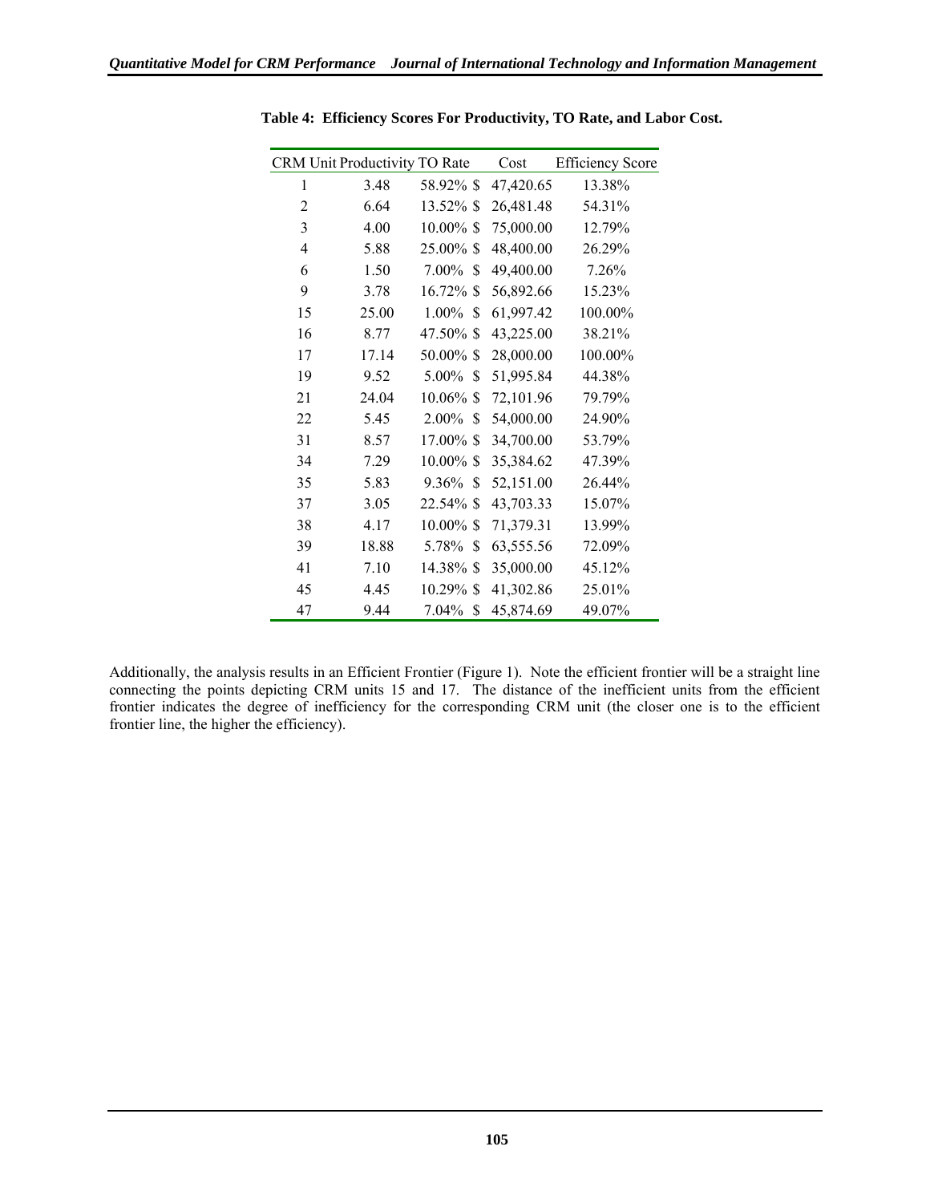**Table 4: Efficiency Scores For Productivity, TO Rate, and Labor Cost.**

| CRM Unit | Productivity | TO Rate | Cost | Efficiency Score |
|---|---|---|---|---|
| 1 | 3.48 | 58.92% | $ 47,420.65 | 13.38% |
| 2 | 6.64 | 13.52% | $ 26,481.48 | 54.31% |
| 3 | 4.00 | 10.00% | $ 75,000.00 | 12.79% |
| 4 | 5.88 | 25.00% | $ 48,400.00 | 26.29% |
| 6 | 1.50 | 7.00% | $ 49,400.00 | 7.26% |
| 9 | 3.78 | 16.72% | $ 56,892.66 | 15.23% |
| 15 | 25.00 | 1.00% | $ 61,997.42 | 100.00% |
| 16 | 8.77 | 47.50% | $ 43,225.00 | 38.21% |
| 17 | 17.14 | 50.00% | $ 28,000.00 | 100.00% |
| 19 | 9.52 | 5.00% | $ 51,995.84 | 44.38% |
| 21 | 24.04 | 10.06% | $ 72,101.96 | 79.79% |
| 22 | 5.45 | 2.00% | $ 54,000.00 | 24.90% |
| 31 | 8.57 | 17.00% | $ 34,700.00 | 53.79% |
| 34 | 7.29 | 10.00% | $ 35,384.62 | 47.39% |
| 35 | 5.83 | 9.36% | $ 52,151.00 | 26.44% |
| 37 | 3.05 | 22.54% | $ 43,703.33 | 15.07% |
| 38 | 4.17 | 10.00% | $ 71,379.31 | 13.99% |
| 39 | 18.88 | 5.78% | $ 63,555.56 | 72.09% |
| 41 | 7.10 | 14.38% | $ 35,000.00 | 45.12% |
| 45 | 4.45 | 10.29% | $ 41,302.86 | 25.01% |
| 47 | 9.44 | 7.04% | $ 45,874.69 | 49.07% |

Additionally, the analysis results in an Efficient Frontier (Figure 1). Note the efficient frontier will be a straight line connecting the points depicting CRM units 15 and 17. The distance of the inefficient units from the efficient frontier indicates the degree of inefficiency for the corresponding CRM unit (the closer one is to the efficient frontier line, the higher the efficiency).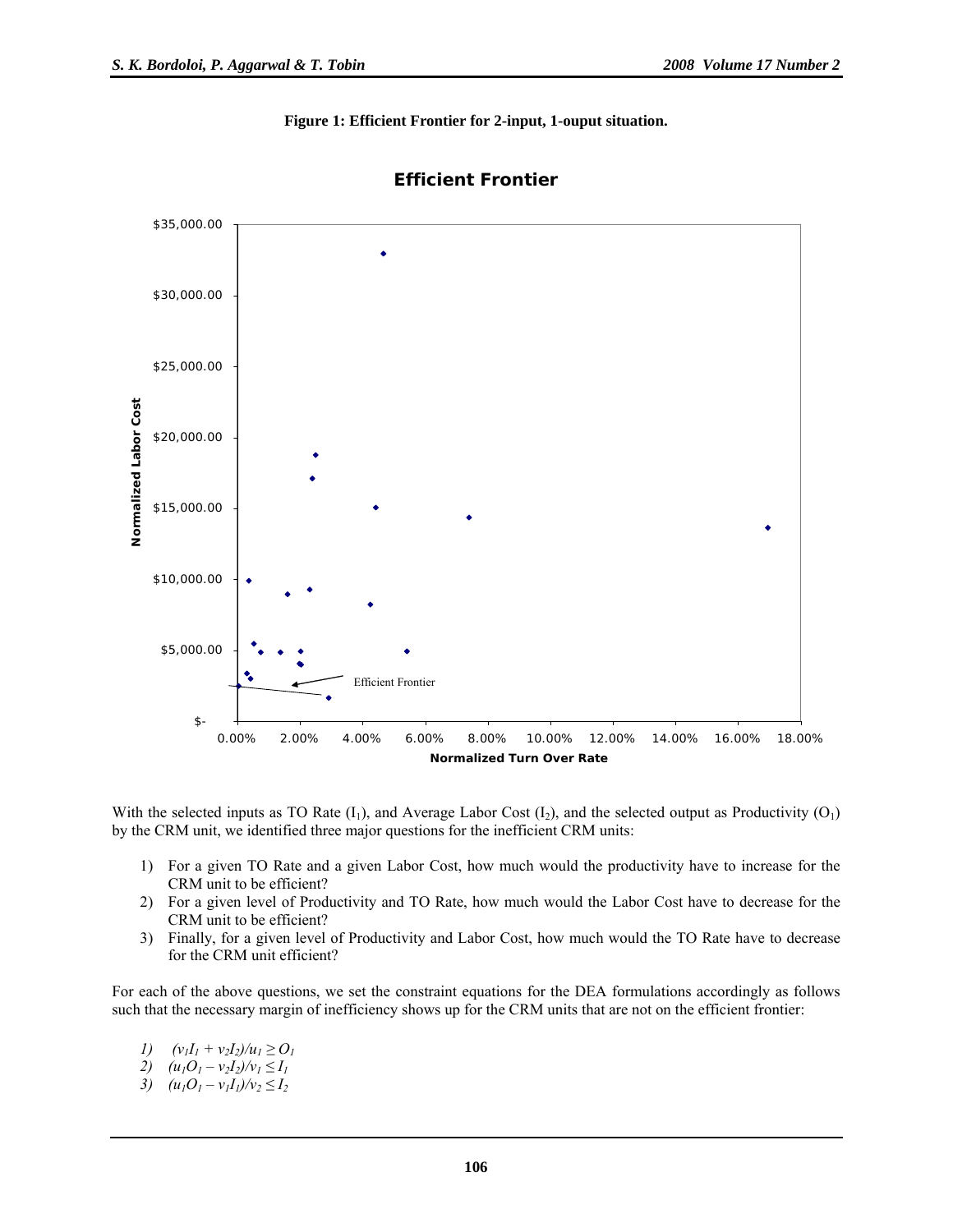**Figure 1: Efficient Frontier for 2-input, 1-ouput situation.**

With the selected inputs as TO Rate ($I_1$), and Average Labor Cost ($I_2$), and the selected output as Productivity ($O_1$) by the CRM unit, we identified three major questions for the inefficient CRM units:

1) For a given TO Rate and a given Labor Cost, how much would the productivity have to increase for the CRM unit to be efficient?
2) For a given level of Productivity and TO Rate, how much would the Labor Cost have to decrease for the CRM unit to be efficient?
3) Finally, for a given level of Productivity and Labor Cost, how much would the TO Rate have to decrease for the CRM unit efficient?

For each of the above questions, we set the constraint equations for the DEA formulations accordingly as follows such that the necessary margin of inefficiency shows up for the CRM units that are not on the efficient frontier:

1) $(v_1I_1 + v_2I_2)/u_1 \geq O_1$
2) $(u_1O_1 - v_2I_2)/v_1 \leq I_1$
3) $(u_1O_1 - v_1I_1)/v_2 \leq I_2$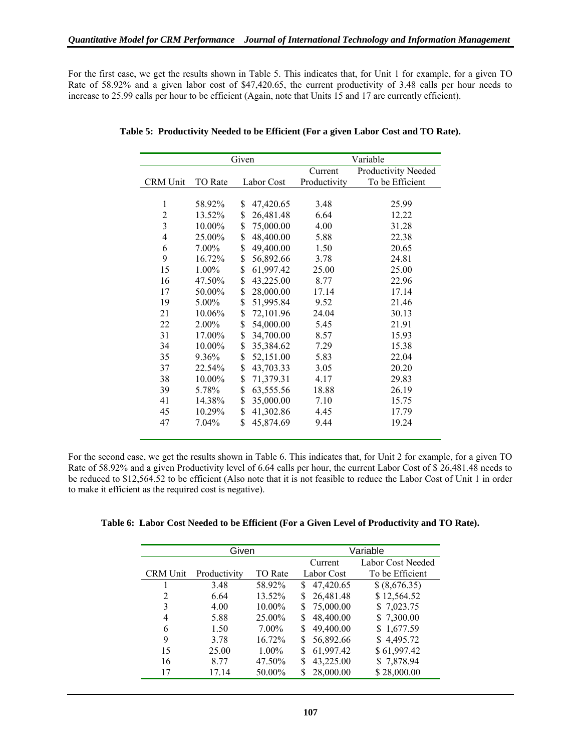For the first case, we get the results shown in Table 5. This indicates that, for Unit 1 for example, for a given TO Rate of 58.92% and a given labor cost of $47,420.65, the current productivity of 3.48 calls per hour needs to increase to 25.99 calls per hour to be efficient (Again, note that Units 15 and 17 are currently efficient).

**Table 5: Productivity Needed to be Efficient (For a given Labor Cost and TO Rate).**

| Given | | | Variable | |
|---|---|---|---|---|
| CRM Unit | TO Rate | Labor Cost | Current Productivity | Productivity Needed To be Efficient |
| 1 | 58.92% | $ 47,420.65 | 3.48 | 25.99 |
| 2 | 13.52% | $ 26,481.48 | 6.64 | 12.22 |
| 3 | 10.00% | $ 75,000.00 | 4.00 | 31.28 |
| 4 | 25.00% | $ 48,400.00 | 5.88 | 22.38 |
| 6 | 7.00% | $ 49,400.00 | 1.50 | 20.65 |
| 9 | 16.72% | $ 56,892.66 | 3.78 | 24.81 |
| 15 | 1.00% | $ 61,997.42 | 25.00 | 25.00 |
| 16 | 47.50% | $ 43,225.00 | 8.77 | 22.96 |
| 17 | 50.00% | $ 28,000.00 | 17.14 | 17.14 |
| 19 | 5.00% | $ 51,995.84 | 9.52 | 21.46 |
| 21 | 10.06% | $ 72,101.96 | 24.04 | 30.13 |
| 22 | 2.00% | $ 54,000.00 | 5.45 | 21.91 |
| 31 | 17.00% | $ 34,700.00 | 8.57 | 15.93 |
| 34 | 10.00% | $ 35,384.62 | 7.29 | 15.38 |
| 35 | 9.36% | $ 52,151.00 | 5.83 | 22.04 |
| 37 | 22.54% | $ 43,703.33 | 3.05 | 20.20 |
| 38 | 10.00% | $ 71,379.31 | 4.17 | 29.83 |
| 39 | 5.78% | $ 63,555.56 | 18.88 | 26.19 |
| 41 | 14.38% | $ 35,000.00 | 7.10 | 15.75 |
| 45 | 10.29% | $ 41,302.86 | 4.45 | 17.79 |
| 47 | 7.04% | $ 45,874.69 | 9.44 | 19.24 |

For the second case, we get the results shown in Table 6. This indicates that, for Unit 2 for example, for a given TO Rate of 58.92% and a given Productivity level of 6.64 calls per hour, the current Labor Cost of $ 26,481.48 needs to be reduced to $12,564.52 to be efficient (Also note that it is not feasible to reduce the Labor Cost of Unit 1 in order to make it efficient as the required cost is negative).

**Table 6: Labor Cost Needed to be Efficient (For a Given Level of Productivity and TO Rate).**

| Given | | | Variable | |
|---|---|---|---|---|
| CRM Unit | Productivity | TO Rate | Current Labor Cost | Labor Cost Needed To be Efficient |
| 1 | 3.48 | 58.92% | $ 47,420.65 | $ (8,676.35) |
| 2 | 6.64 | 13.52% | $ 26,481.48 | $ 12,564.52 |
| 3 | 4.00 | 10.00% | $ 75,000.00 | $ 7,023.75 |
| 4 | 5.88 | 25.00% | $ 48,400.00 | $ 7,300.00 |
| 6 | 1.50 | 7.00% | $ 49,400.00 | $ 1,677.59 |
| 9 | 3.78 | 16.72% | $ 56,892.66 | $ 4,495.72 |
| 15 | 25.00 | 1.00% | $ 61,997.42 | $ 61,997.42 |
| 16 | 8.77 | 47.50% | $ 43,225.00 | $ 7,878.94 |
| 17 | 17.14 | 50.00% | $ 28,000.00 | $ 28,000.00 |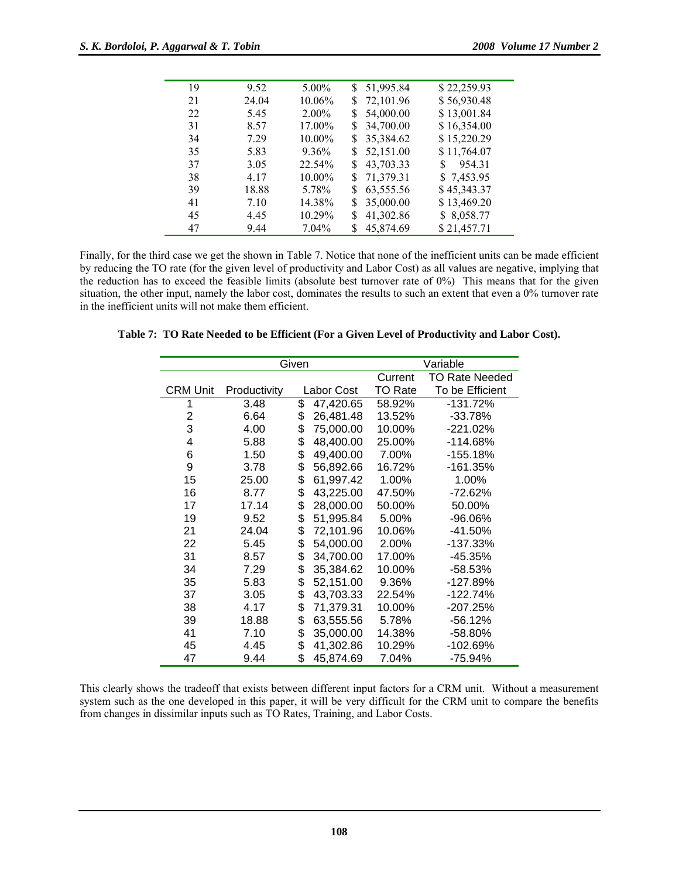| | | | | |
|---|---|---|---|---|
| 19 | 9.52 | 5.00% | $ 51,995.84 | $ 22,259.93 |
| 21 | 24.04 | 10.06% | $ 72,101.96 | $ 56,930.48 |
| 22 | 5.45 | 2.00% | $ 54,000.00 | $ 13,001.84 |
| 31 | 8.57 | 17.00% | $ 34,700.00 | $ 16,354.00 |
| 34 | 7.29 | 10.00% | $ 35,384.62 | $ 15,220.29 |
| 35 | 5.83 | 9.36% | $ 52,151.00 | $ 11,764.07 |
| 37 | 3.05 | 22.54% | $ 43,703.33 | $ 954.31 |
| 38 | 4.17 | 10.00% | $ 71,379.31 | $ 7,453.95 |
| 39 | 18.88 | 5.78% | $ 63,555.56 | $ 45,343.37 |
| 41 | 7.10 | 14.38% | $ 35,000.00 | $ 13,469.20 |
| 45 | 4.45 | 10.29% | $ 41,302.86 | $ 8,058.77 |
| 47 | 9.44 | 7.04% | $ 45,874.69 | $ 21,457.71 |

Finally, for the third case we get the shown in Table 7. Notice that none of the inefficient units can be made efficient by reducing the TO rate (for the given level of productivity and Labor Cost) as all values are negative, implying that the reduction has to exceed the feasible limits (absolute best turnover rate of 0%) This means that for the given situation, the other input, namely the labor cost, dominates the results to such an extent that even a 0% turnover rate in the inefficient units will not make them efficient.

**Table 7: TO Rate Needed to be Efficient (For a Given Level of Productivity and Labor Cost).**

| Given | | | Variable | |
|---|---|---|---|---|
| | | | Current | TO Rate Needed |
| CRM Unit | Productivity | Labor Cost | TO Rate | To be Efficient |
| 1 | 3.48 | $ 47,420.65 | 58.92% | -131.72% |
| 2 | 6.64 | $ 26,481.48 | 13.52% | -33.78% |
| 3 | 4.00 | $ 75,000.00 | 10.00% | -221.02% |
| 4 | 5.88 | $ 48,400.00 | 25.00% | -114.68% |
| 6 | 1.50 | $ 49,400.00 | 7.00% | -155.18% |
| 9 | 3.78 | $ 56,892.66 | 16.72% | -161.35% |
| 15 | 25.00 | $ 61,997.42 | 1.00% | 1.00% |
| 16 | 8.77 | $ 43,225.00 | 47.50% | -72.62% |
| 17 | 17.14 | $ 28,000.00 | 50.00% | 50.00% |
| 19 | 9.52 | $ 51,995.84 | 5.00% | -96.06% |
| 21 | 24.04 | $ 72,101.96 | 10.06% | -41.50% |
| 22 | 5.45 | $ 54,000.00 | 2.00% | -137.33% |
| 31 | 8.57 | $ 34,700.00 | 17.00% | -45.35% |
| 34 | 7.29 | $ 35,384.62 | 10.00% | -58.53% |
| 35 | 5.83 | $ 52,151.00 | 9.36% | -127.89% |
| 37 | 3.05 | $ 43,703.33 | 22.54% | -122.74% |
| 38 | 4.17 | $ 71,379.31 | 10.00% | -207.25% |
| 39 | 18.88 | $ 63,555.56 | 5.78% | -56.12% |
| 41 | 7.10 | $ 35,000.00 | 14.38% | -58.80% |
| 45 | 4.45 | $ 41,302.86 | 10.29% | -102.69% |
| 47 | 9.44 | $ 45,874.69 | 7.04% | -75.94% |

This clearly shows the tradeoff that exists between different input factors for a CRM unit. Without a measurement system such as the one developed in this paper, it will be very difficult for the CRM unit to compare the benefits from changes in dissimilar inputs such as TO Rates, Training, and Labor Costs.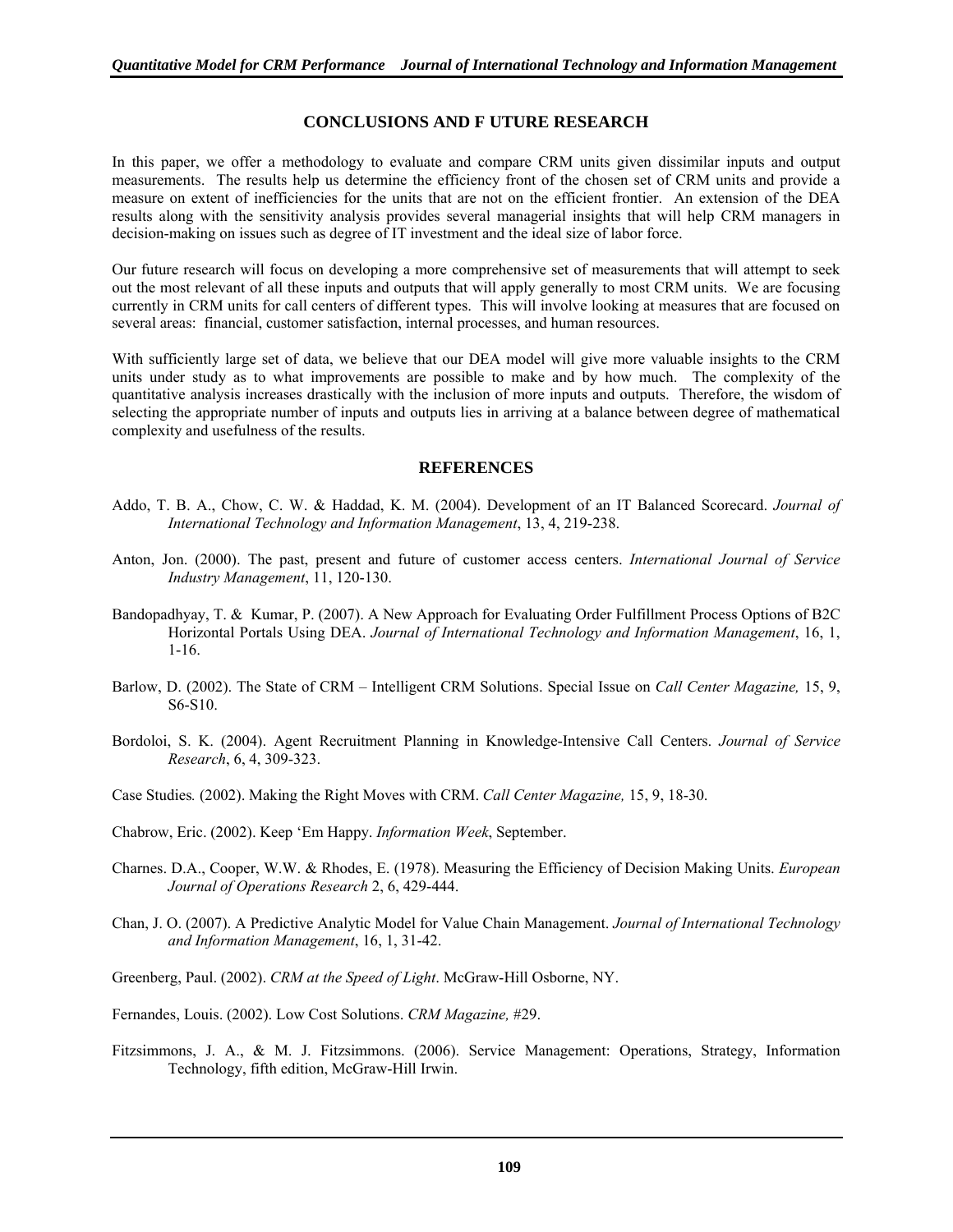## CONCLUSIONS AND F UTURE RESEARCH

In this paper, we offer a methodology to evaluate and compare CRM units given dissimilar inputs and output measurements. The results help us determine the efficiency front of the chosen set of CRM units and provide a measure on extent of inefficiencies for the units that are not on the efficient frontier. An extension of the DEA results along with the sensitivity analysis provides several managerial insights that will help CRM managers in decision-making on issues such as degree of IT investment and the ideal size of labor force.

Our future research will focus on developing a more comprehensive set of measurements that will attempt to seek out the most relevant of all these inputs and outputs that will apply generally to most CRM units. We are focusing currently in CRM units for call centers of different types. This will involve looking at measures that are focused on several areas: financial, customer satisfaction, internal processes, and human resources.

With sufficiently large set of data, we believe that our DEA model will give more valuable insights to the CRM units under study as to what improvements are possible to make and by how much. The complexity of the quantitative analysis increases drastically with the inclusion of more inputs and outputs. Therefore, the wisdom of selecting the appropriate number of inputs and outputs lies in arriving at a balance between degree of mathematical complexity and usefulness of the results.

## REFERENCES

Addo, T. B. A., Chow, C. W. & Haddad, K. M. (2004). Development of an IT Balanced Scorecard. *Journal of International Technology and Information Management*, 13, 4, 219-238.

Anton, Jon. (2000). The past, present and future of customer access centers. *International Journal of Service Industry Management*, 11, 120-130.

Bandopadhyay, T. & Kumar, P. (2007). A New Approach for Evaluating Order Fulfillment Process Options of B2C Horizontal Portals Using DEA. *Journal of International Technology and Information Management*, 16, 1, 1-16.

Barlow, D. (2002). The State of CRM – Intelligent CRM Solutions. Special Issue on *Call Center Magazine,* 15, 9, S6-S10.

Bordoloi, S. K. (2004). Agent Recruitment Planning in Knowledge-Intensive Call Centers. *Journal of Service Research*, 6, 4, 309-323.

Case Studies*.* (2002). Making the Right Moves with CRM. *Call Center Magazine,* 15, 9, 18-30.

Chabrow, Eric. (2002). Keep 'Em Happy. *Information Week*, September.

Charnes. D.A., Cooper, W.W. & Rhodes, E. (1978). Measuring the Efficiency of Decision Making Units. *European Journal of Operations Research* 2, 6, 429-444.

Chan, J. O. (2007). A Predictive Analytic Model for Value Chain Management. *Journal of International Technology and Information Management*, 16, 1, 31-42.

Greenberg, Paul. (2002). *CRM at the Speed of Light*. McGraw-Hill Osborne, NY.

Fernandes, Louis. (2002). Low Cost Solutions. *CRM Magazine,* #29.

Fitzsimmons, J. A., & M. J. Fitzsimmons. (2006). Service Management: Operations, Strategy, Information Technology, fifth edition, McGraw-Hill Irwin.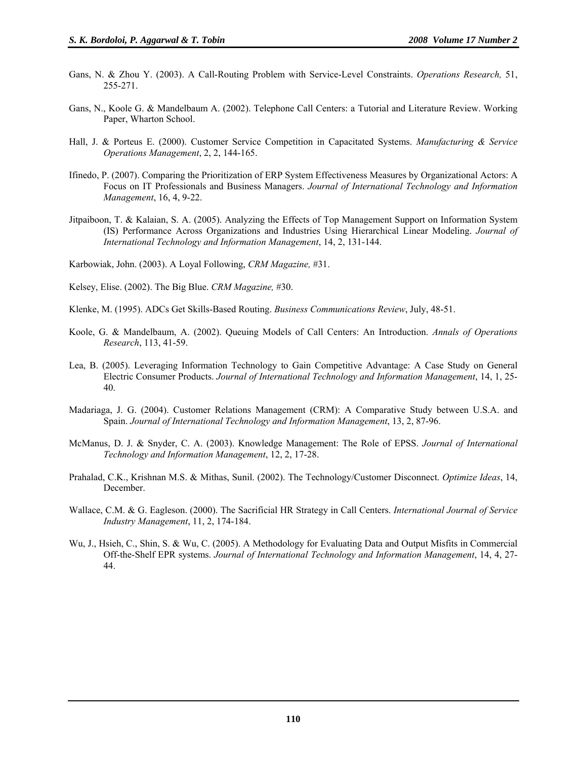Gans, N. & Zhou Y. (2003). A Call-Routing Problem with Service-Level Constraints. *Operations Research,* 51, 255-271.

Gans, N., Koole G. & Mandelbaum A. (2002). Telephone Call Centers: a Tutorial and Literature Review. Working Paper, Wharton School.

Hall, J. & Porteus E. (2000). Customer Service Competition in Capacitated Systems. *Manufacturing & Service Operations Management*, 2, 2, 144-165.

Ifinedo, P. (2007). Comparing the Prioritization of ERP System Effectiveness Measures by Organizational Actors: A Focus on IT Professionals and Business Managers. *Journal of International Technology and Information Management*, 16, 4, 9-22.

Jitpaiboon, T. & Kalaian, S. A. (2005). Analyzing the Effects of Top Management Support on Information System (IS) Performance Across Organizations and Industries Using Hierarchical Linear Modeling. *Journal of International Technology and Information Management*, 14, 2, 131-144.

Karbowiak, John. (2003). A Loyal Following, *CRM Magazine,* #31.

Kelsey, Elise. (2002). The Big Blue. *CRM Magazine,* #30.

Klenke, M. (1995). ADCs Get Skills-Based Routing. *Business Communications Review*, July, 48-51.

Koole, G. & Mandelbaum, A. (2002). Queuing Models of Call Centers: An Introduction. *Annals of Operations Research*, 113, 41-59.

Lea, B. (2005). Leveraging Information Technology to Gain Competitive Advantage: A Case Study on General Electric Consumer Products. *Journal of International Technology and Information Management*, 14, 1, 25-40.

Madariaga, J. G. (2004). Customer Relations Management (CRM): A Comparative Study between U.S.A. and Spain. *Journal of International Technology and Information Management*, 13, 2, 87-96.

McManus, D. J. & Snyder, C. A. (2003). Knowledge Management: The Role of EPSS. *Journal of International Technology and Information Management*, 12, 2, 17-28.

Prahalad, C.K., Krishnan M.S. & Mithas, Sunil. (2002). The Technology/Customer Disconnect. *Optimize Ideas*, 14, December.

Wallace, C.M. & G. Eagleson. (2000). The Sacrificial HR Strategy in Call Centers. *International Journal of Service Industry Management*, 11, 2, 174-184.

Wu, J., Hsieh, C., Shin, S. & Wu, C. (2005). A Methodology for Evaluating Data and Output Misfits in Commercial Off-the-Shelf EPR systems. *Journal of International Technology and Information Management*, 14, 4, 27-44.